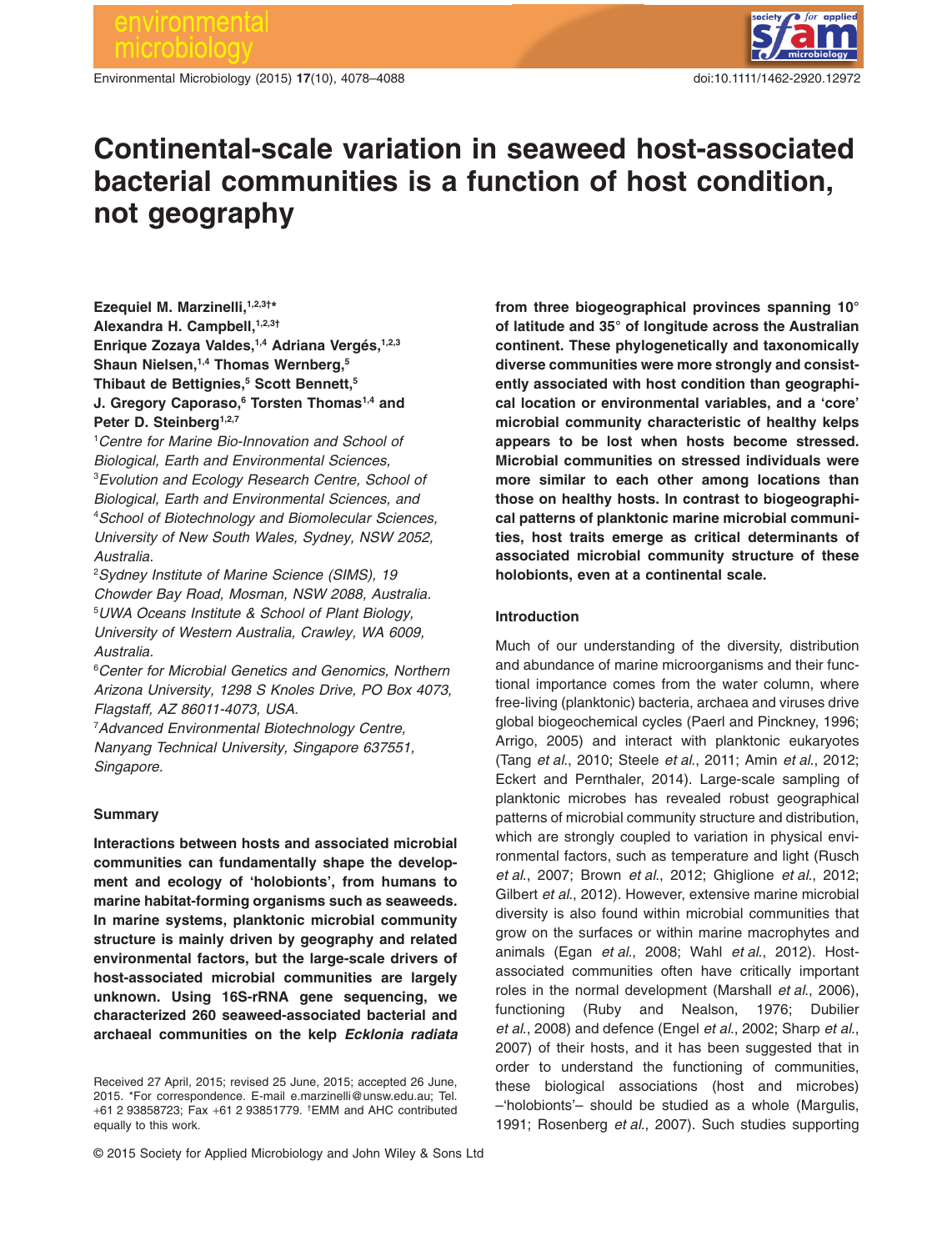# Continental-scale variation in seaweed host-associated bacterial communities is a function of host condition, not geography

**Ezequiel M. Marzinelli,[1,2,3†*]**
**Alexandra H. Campbell,[1,2,3†]**
**Enrique Zozaya Valdes,[1,4] Adriana Vergés,[1,2,3]**
**Shaun Nielsen,[1,4] Thomas Wernberg,[5]**
**Thibaut de Bettignies,[5] Scott Bennett,[5]**
**J. Gregory Caporaso,[6] Torsten Thomas[1,4] and**
**Peter D. Steinberg[1,2,7]**

[1]*Centre for Marine Bio-Innovation and School of Biological, Earth and Environmental Sciences,*
[3]*Evolution and Ecology Research Centre, School of Biological, Earth and Environmental Sciences, and*
[4]*School of Biotechnology and Biomolecular Sciences, University of New South Wales, Sydney, NSW 2052, Australia.*
[2]*Sydney Institute of Marine Science (SIMS), 19 Chowder Bay Road, Mosman, NSW 2088, Australia.*
[5]*UWA Oceans Institute & School of Plant Biology, University of Western Australia, Crawley, WA 6009, Australia.*
[6]*Center for Microbial Genetics and Genomics, Northern Arizona University, 1298 S Knoles Drive, PO Box 4073, Flagstaff, AZ 86011-4073, USA.*
[7]*Advanced Environmental Biotechnology Centre, Nanyang Technical University, Singapore 637551, Singapore.*

## Summary

**Interactions between hosts and associated microbial communities can fundamentally shape the development and ecology of 'holobionts', from humans to marine habitat-forming organisms such as seaweeds. In marine systems, planktonic microbial community structure is mainly driven by geography and related environmental factors, but the large-scale drivers of host-associated microbial communities are largely unknown. Using 16S-rRNA gene sequencing, we characterized 260 seaweed-associated bacterial and archaeal communities on the kelp *Ecklonia radiata* from three biogeographical provinces spanning 10° of latitude and 35° of longitude across the Australian continent. These phylogenetically and taxonomically diverse communities were more strongly and consistently associated with host condition than geographical location or environmental variables, and a 'core' microbial community characteristic of healthy kelps appears to be lost when hosts become stressed. Microbial communities on stressed individuals were more similar to each other among locations than those on healthy hosts. In contrast to biogeographical patterns of planktonic marine microbial communities, host traits emerge as critical determinants of associated microbial community structure of these holobionts, even at a continental scale.**

Received 27 April, 2015; revised 25 June, 2015; accepted 26 June, 2015. *For correspondence. E-mail e.marzinelli@unsw.edu.au; Tel. +61 2 93858723; Fax +61 2 93851779. †EMM and AHC contributed equally to this work.

## Introduction

Much of our understanding of the diversity, distribution and abundance of marine microorganisms and their functional importance comes from the water column, where free-living (planktonic) bacteria, archaea and viruses drive global biogeochemical cycles (Paerl and Pinckney, 1996; Arrigo, 2005) and interact with planktonic eukaryotes (Tang *et al*., 2010; Steele *et al*., 2011; Amin *et al*., 2012; Eckert and Pernthaler, 2014). Large-scale sampling of planktonic microbes has revealed robust geographical patterns of microbial community structure and distribution, which are strongly coupled to variation in physical environmental factors, such as temperature and light (Rusch *et al*., 2007; Brown *et al*., 2012; Ghiglione *et al*., 2012; Gilbert *et al*., 2012). However, extensive marine microbial diversity is also found within microbial communities that grow on the surfaces or within marine macrophytes and animals (Egan *et al*., 2008; Wahl *et al*., 2012). Host-associated communities often have critically important roles in the normal development (Marshall *et al*., 2006), functioning (Ruby and Nealson, 1976; Dubilier *et al*., 2008) and defence (Engel *et al*., 2002; Sharp *et al*., 2007) of their hosts, and it has been suggested that in order to understand the functioning of communities, these biological associations (host and microbes) –'holobionts'– should be studied as a whole (Margulis, 1991; Rosenberg *et al*., 2007). Such studies supporting

© 2015 Society for Applied Microbiology and John Wiley & Sons Ltd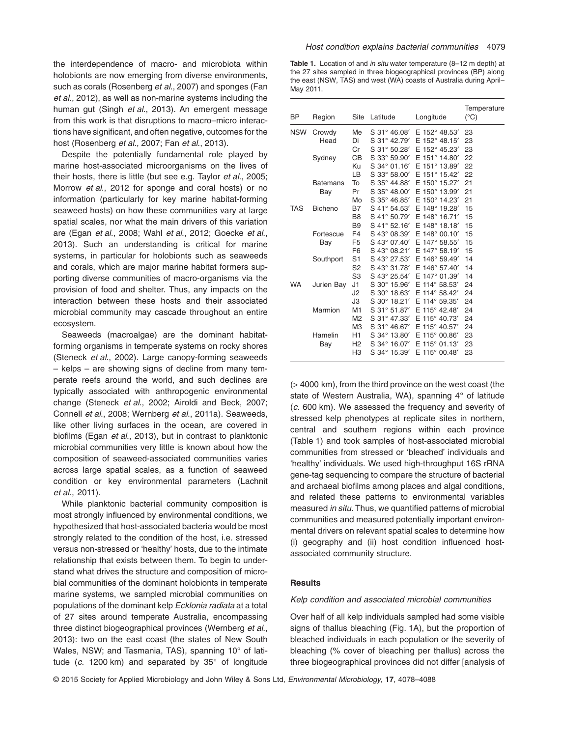the interdependence of macro- and microbiota within holobionts are now emerging from diverse environments, such as corals (Rosenberg *et al.*, 2007) and sponges (Fan *et al.*, 2012), as well as non-marine systems including the human gut (Singh *et al.*, 2013). An emergent message from this work is that disruptions to macro–micro interactions have significant, and often negative, outcomes for the host (Rosenberg *et al.*, 2007; Fan *et al.*, 2013).

Despite the potentially fundamental role played by marine host-associated microorganisms on the lives of their hosts, there is little (but see e.g. Taylor *et al.*, 2005; Morrow *et al.*, 2012 for sponge and coral hosts) or no information (particularly for key marine habitat-forming seaweed hosts) on how these communities vary at large spatial scales, nor what the main drivers of this variation are (Egan *et al.*, 2008; Wahl *et al.*, 2012; Goecke *et al.*, 2013). Such an understanding is critical for marine systems, in particular for holobionts such as seaweeds and corals, which are major marine habitat formers supporting diverse communities of macro-organisms via the provision of food and shelter. Thus, any impacts on the interaction between these hosts and their associated microbial community may cascade throughout an entire ecosystem.

Seaweeds (macroalgae) are the dominant habitat-forming organisms in temperate systems on rocky shores (Steneck *et al.*, 2002). Large canopy-forming seaweeds – kelps – are showing signs of decline from many temperate reefs around the world, and such declines are typically associated with anthropogenic environmental change (Steneck *et al.*, 2002; Airoldi and Beck, 2007; Connell *et al.*, 2008; Wernberg *et al.*, 2011a). Seaweeds, like other living surfaces in the ocean, are covered in biofilms (Egan *et al.*, 2013), but in contrast to planktonic microbial communities very little is known about how the composition of seaweed-associated communities varies across large spatial scales, as a function of seaweed condition or key environmental parameters (Lachnit *et al.*, 2011).

While planktonic bacterial community composition is most strongly influenced by environmental conditions, we hypothesized that host-associated bacteria would be most strongly related to the condition of the host, i.e. stressed versus non-stressed or 'healthy' hosts, due to the intimate relationship that exists between them. To begin to understand what drives the structure and composition of microbial communities of the dominant holobionts in temperate marine systems, we sampled microbial communities on populations of the dominant kelp *Ecklonia radiata* at a total of 27 sites around temperate Australia, encompassing three distinct biogeographical provinces (Wernberg *et al.*, 2013): two on the east coast (the states of New South Wales, NSW; and Tasmania, TAS), spanning 10° of latitude (*c.* 1200 km) and separated by 35° of longitude

**Table 1.** Location of and *in situ* water temperature (8–12 m depth) at the 27 sites sampled in three biogeographical provinces (BP) along the east (NSW, TAS) and west (WA) coasts of Australia during April–May 2011.

| BP | Region | Site | Latitude | Longitude | Temperature (°C) |
|---|---|---|---|---|---|
| NSW | Crowdy Head | Me | S 31° 46.08′ | E 152° 48.53′ | 23 |
| | | Di | S 31° 42.79′ | E 152° 48.15′ | 23 |
| | | Cr | S 31° 50.28′ | E 152° 45.23′ | 23 |
| | Sydney | CB | S 33° 59.90′ | E 151° 14.80′ | 22 |
| | | Ku | S 34° 01.16′ | E 151° 13.89′ | 22 |
| | | LB | S 33° 58.00′ | E 151° 15.42′ | 22 |
| | Batemans Bay | To | S 35° 44.88′ | E 150° 15.27′ | 21 |
| | | Pr | S 35° 48.00′ | E 150° 13.99′ | 21 |
| | | Mo | S 35° 46.85′ | E 150° 14.23′ | 21 |
| TAS | Bicheno | B7 | S 41° 54.53′ | E 148° 19.28′ | 15 |
| | | B8 | S 41° 50.79′ | E 148° 16.71′ | 15 |
| | | B9 | S 41° 52.16′ | E 148° 18.18′ | 15 |
| | Fortescue Bay | F4 | S 43° 08.39′ | E 148° 00.10′ | 15 |
| | | F5 | S 43° 07.40′ | E 147° 58.55′ | 15 |
| | | F6 | S 43° 08.21′ | E 147° 58.19′ | 15 |
| | Southport | S1 | S 43° 27.53′ | E 146° 59.49′ | 14 |
| | | S2 | S 43° 31.78′ | E 146° 57.40′ | 14 |
| | | S3 | S 43° 25.54′ | E 147° 01.39′ | 14 |
| WA | Jurien Bay | J1 | S 30° 15.96′ | E 114° 58.53′ | 24 |
| | | J2 | S 30° 18.63′ | E 114° 58.42′ | 24 |
| | | J3 | S 30° 18.21′ | E 114° 59.35′ | 24 |
| | Marmion | M1 | S 31° 51.87′ | E 115° 42.48′ | 24 |
| | | M2 | S 31° 47.33′ | E 115° 40.73′ | 24 |
| | | M3 | S 31° 46.67′ | E 115° 40.57′ | 24 |
| | Hamelin Bay | H1 | S 34° 13.80′ | E 115° 00.86′ | 23 |
| | | H2 | S 34° 16.07′ | E 115° 01.13′ | 23 |
| | | H3 | S 34° 15.39′ | E 115° 00.48′ | 23 |

(> 4000 km), from the third province on the west coast (the state of Western Australia, WA), spanning 4° of latitude (*c.* 600 km). We assessed the frequency and severity of stressed kelp phenotypes at replicate sites in northern, central and southern regions within each province (Table 1) and took samples of host-associated microbial communities from stressed or 'bleached' individuals and 'healthy' individuals. We used high-throughput 16S rRNA gene-tag sequencing to compare the structure of bacterial and archaeal biofilms among places and algal conditions, and related these patterns to environmental variables measured *in situ*. Thus, we quantified patterns of microbial communities and measured potentially important environmental drivers on relevant spatial scales to determine how (i) geography and (ii) host condition influenced host-associated community structure.

## Results

### *Kelp condition and associated microbial communities*

Over half of all kelp individuals sampled had some visible signs of thallus bleaching (Fig. 1A), but the proportion of bleached individuals in each population or the severity of bleaching (% cover of bleaching per thallus) across the three biogeographical provinces did not differ [analysis of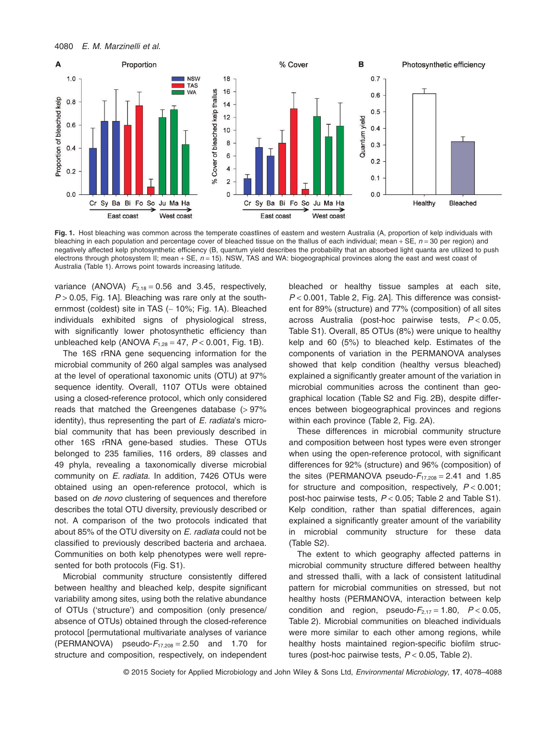Fig. 1. Host bleaching was common across the temperate coastlines of eastern and western Australia (A, proportion of kelp individuals with bleaching in each population and percentage cover of bleached tissue on the thallus of each individual; mean + SE, $n = 30$ per region) and negatively affected kelp photosynthetic efficiency (B, quantum yield describes the probability that an absorbed light quanta are utilized to push electrons through photosystem II; mean + SE, $n = 15$). NSW, TAS and WA: biogeographical provinces along the east and west coast of Australia (Table 1). Arrows point towards increasing latitude.

variance (ANOVA) $F_{2,18} = 0.56$ and 3.45, respectively, $P > 0.05$, Fig. 1A]. Bleaching was rare only at the southernmost (coldest) site in TAS (~ 10%; Fig. 1A). Bleached individuals exhibited signs of physiological stress, with significantly lower photosynthetic efficiency than unbleached kelp (ANOVA $F_{1,28} = 47$, $P < 0.001$, Fig. 1B).

The 16S rRNA gene sequencing information for the microbial community of 260 algal samples was analysed at the level of operational taxonomic units (OTU) at 97% sequence identity. Overall, 1107 OTUs were obtained using a closed-reference protocol, which only considered reads that matched the Greengenes database (> 97% identity), thus representing the part of *E. radiata*'s microbial community that has been previously described in other 16S rRNA gene-based studies. These OTUs belonged to 235 families, 116 orders, 89 classes and 49 phyla, revealing a taxonomically diverse microbial community on *E. radiata*. In addition, 7426 OTUs were obtained using an open-reference protocol, which is based on *de novo* clustering of sequences and therefore describes the total OTU diversity, previously described or not. A comparison of the two protocols indicated that about 85% of the OTU diversity on *E. radiata* could not be classified to previously described bacteria and archaea. Communities on both kelp phenotypes were well represented for both protocols (Fig. S1).

Microbial community structure consistently differed between healthy and bleached kelp, despite significant variability among sites, using both the relative abundance of OTUs ('structure') and composition (only presence/absence of OTUs) obtained through the closed-reference protocol [permutational multivariate analyses of variance (PERMANOVA) pseudo-$F_{17,208} = 2.50$ and 1.70 for structure and composition, respectively, on independent bleached or healthy tissue samples at each site, $P < 0.001$, Table 2, Fig. 2A]. This difference was consistent for 89% (structure) and 77% (composition) of all sites across Australia (post-hoc pairwise tests, $P < 0.05$, Table S1). Overall, 85 OTUs (8%) were unique to healthy kelp and 60 (5%) to bleached kelp. Estimates of the components of variation in the PERMANOVA analyses showed that kelp condition (healthy versus bleached) explained a significantly greater amount of the variation in microbial communities across the continent than geographical location (Table S2 and Fig. 2B), despite differences between biogeographical provinces and regions within each province (Table 2, Fig. 2A).

These differences in microbial community structure and composition between host types were even stronger when using the open-reference protocol, with significant differences for 92% (structure) and 96% (composition) of the sites (PERMANOVA pseudo-$F_{17,208} = 2.41$ and 1.85 for structure and composition, respectively, $P < 0.001$; post-hoc pairwise tests, $P < 0.05$; Table 2 and Table S1). Kelp condition, rather than spatial differences, again explained a significantly greater amount of the variability in microbial community structure for these data (Table S2).

The extent to which geography affected patterns in microbial community structure differed between healthy and stressed thalli, with a lack of consistent latitudinal pattern for microbial communities on stressed, but not healthy hosts (PERMANOVA, interaction between kelp condition and region, pseudo-$F_{2,17} = 1.80$, $P < 0.05$, Table 2). Microbial communities on bleached individuals were more similar to each other among regions, while healthy hosts maintained region-specific biofilm structures (post-hoc pairwise tests, $P < 0.05$, Table 2).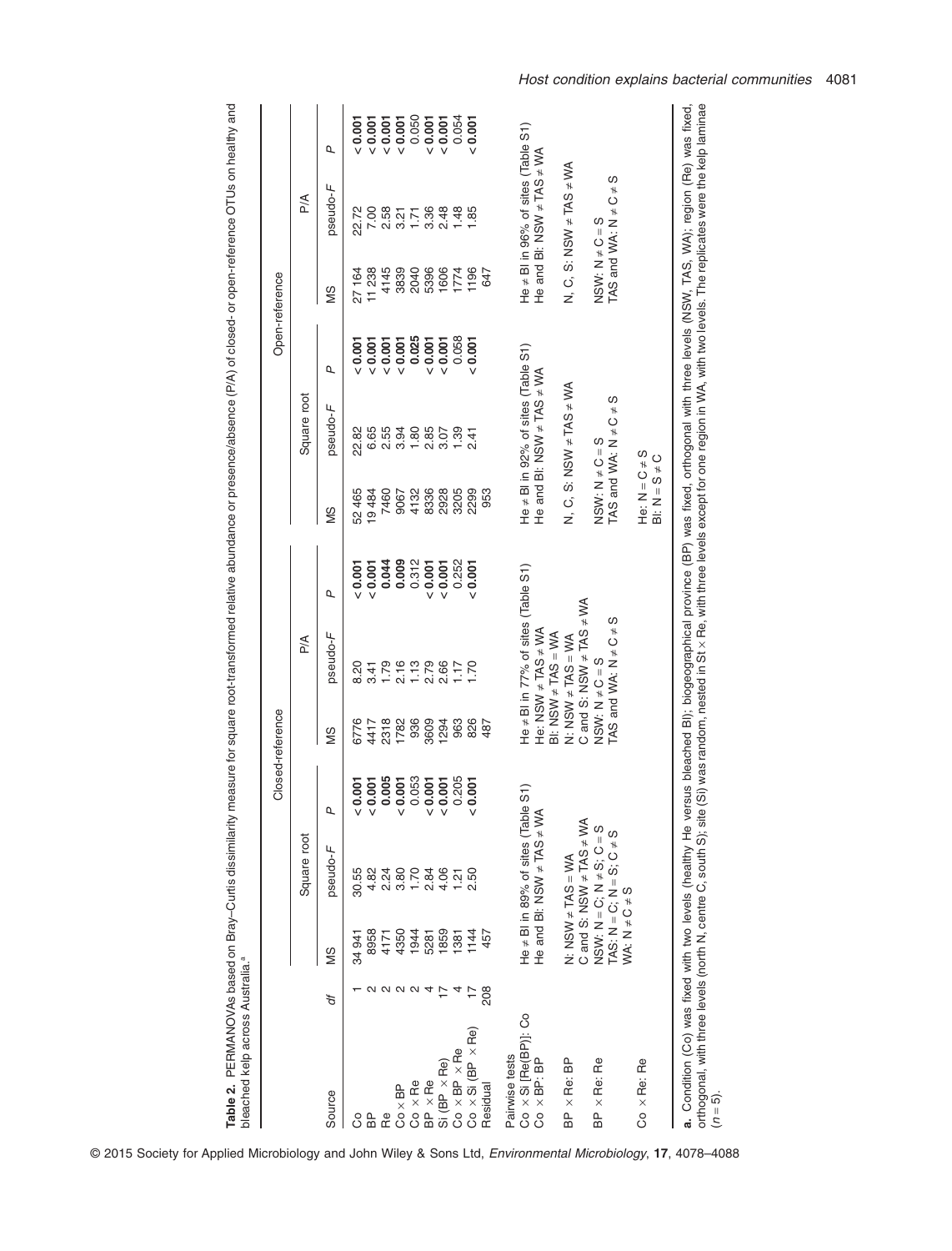**Table 2.** PERMANOVAs based on Bray–Curtis dissimilarity measure for square root-transformed relative abundance or presence/absence (P/A) of closed- or open-reference OTUs on healthy and bleached kelp across Australia.[a]

| | | Closed-reference | | | | | | Open-reference | | | | | |
|---|---|---|---|---|---|---|---|---|---|---|---|---|---|
| | | Square root | | | P/A | | | Square root | | | P/A | | |
| Source | *df* | MS | pseudo-*F* | *P* | MS | pseudo-*F* | *P* | MS | pseudo-*F* | *P* | MS | pseudo-*F* | *P* |
| Co | 1 | 34 941 | 30.55 | **< 0.001** | 6776 | 8.20 | **< 0.001** | 52 465 | 22.82 | **< 0.001** | 27 164 | 22.72 | **< 0.001** |
| BP | 2 | 8958 | 4.82 | **< 0.001** | 4417 | 3.41 | **< 0.001** | 19 484 | 6.65 | **< 0.001** | 11 238 | 7.00 | **< 0.001** |
| Re | 2 | 4171 | 2.24 | **0.005** | 2318 | 1.79 | **0.044** | 7460 | 2.55 | **< 0.001** | 4145 | 2.58 | **< 0.001** |
| Co × BP | 2 | 4350 | 3.80 | **< 0.001** | 1782 | 2.16 | **0.009** | 9067 | 3.94 | **< 0.001** | 3839 | 3.21 | **< 0.001** |
| Co × Re | 2 | 1944 | 1.70 | 0.053 | 936 | 1.13 | 0.312 | 4132 | 1.80 | **0.025** | 2040 | 1.71 | 0.050 |
| BP × Re | 4 | 5281 | 2.84 | **< 0.001** | 3609 | 2.79 | **< 0.001** | 8336 | 2.85 | **< 0.001** | 5396 | 3.36 | **< 0.001** |
| Si (BP × Re) | 17 | 1859 | 4.06 | **< 0.001** | 1294 | 2.66 | **< 0.001** | 2928 | 3.07 | **< 0.001** | 1606 | 2.48 | **< 0.001** |
| Co × BP × Re | 4 | 1381 | 1.21 | 0.205 | 963 | 1.17 | 0.252 | 3205 | 1.39 | 0.058 | 1774 | 1.48 | 0.054 |
| Co × Si (BP × Re) | 17 | 1144 | 2.50 | **< 0.001** | 826 | 1.70 | **< 0.001** | 2299 | 2.41 | **< 0.001** | 1196 | 1.85 | **< 0.001** |
| Residual | 208 | 457 | | | 487 | | | 953 | | | 647 | | |
| Pairwise tests | | | | | | | | | | | | | |
| Co × Si [Re(BP)]: Co | | He ≠ Bl in 89% of sites (Table S1) | | | He ≠ Bl in 77% of sites (Table S1) | | | He ≠ Bl in 92% of sites (Table S1) | | | He ≠ Bl in 96% of sites (Table S1) | | |
| Co × BP: BP | | He and Bl: NSW ≠ TAS ≠ WA | | | He: NSW ≠ TAS ≠ WA<br>Bl: NSW ≠ TAS = WA | | | He and Bl: NSW ≠ TAS ≠ WA | | | He and Bl: NSW ≠ TAS ≠ WA | | |
| BP × Re: BP | | N: NSW ≠ TAS = WA<br>C and S: NSW ≠ TAS ≠ WA | | | N: NSW ≠ TAS = WA<br>C and S: NSW ≠ TAS ≠ WA | | | N, C, S: NSW ≠ TAS ≠ WA | | | N, C, S: NSW ≠ TAS ≠ WA | | |
| BP × Re: Re | | NSW: N = C; N ≠ S; C = S<br>TAS: N = C; N = S; C ≠ S<br>WA: N ≠ C ≠ S | | | NSW: N ≠ C = S<br>TAS and WA: N ≠ C ≠ S | | | NSW: N ≠ C = S<br>TAS and WA: N ≠ C ≠ S | | | NSW: N ≠ C = S<br>TAS and WA: N ≠ C ≠ S | | |
| Co × Re: Re | | | | | | | | He: N = C ≠ S<br>Bl: N = S ≠ C | | | | | |

**a.** Condition (Co) was fixed with two levels (healthy He versus bleached Bl); biogeographical province (BP) was fixed, orthogonal with three levels (NSW, TAS, WA); region (Re) was fixed, orthogonal, with three levels (north N, centre C, south S); site (Si) was random, nested in St × Re, with three levels except for one region in WA, with two levels. The replicates were the kelp laminae ($n = 5$).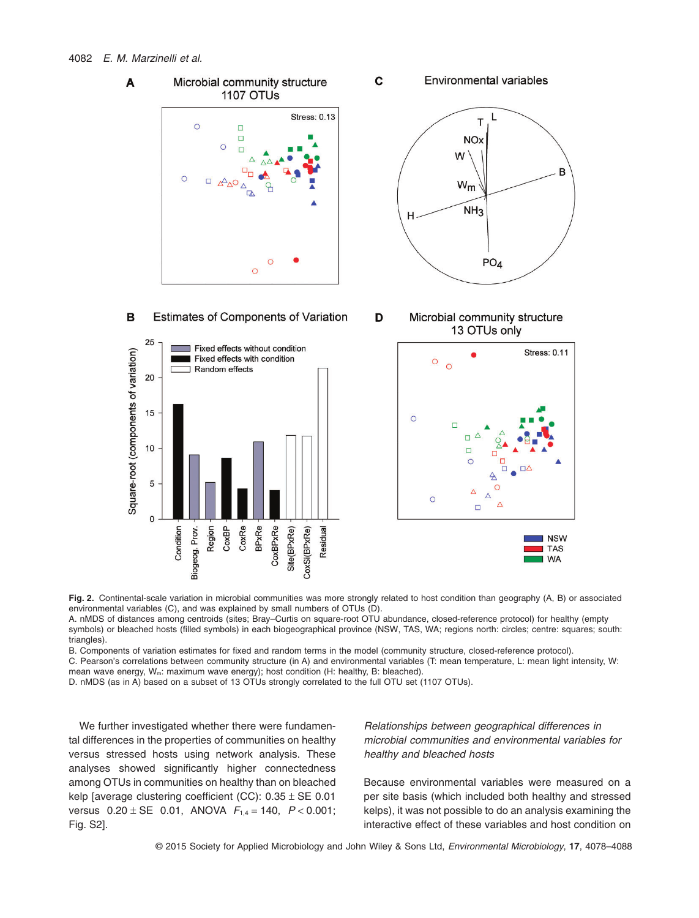**Fig. 2.** Continental-scale variation in microbial communities was more strongly related to host condition than geography (A, B) or associated environmental variables (C), and was explained by small numbers of OTUs (D).

A. nMDS of distances among centroids (sites; Bray–Curtis on square-root OTU abundance, closed-reference protocol) for healthy (empty symbols) or bleached hosts (filled symbols) in each biogeographical province (NSW, TAS, WA; regions north: circles; centre: squares; south: triangles).

B. Components of variation estimates for fixed and random terms in the model (community structure, closed-reference protocol).

C. Pearson's correlations between community structure (in A) and environmental variables (T: mean temperature, L: mean light intensity, W: mean wave energy, $W_m$: maximum wave energy); host condition (H: healthy, B: bleached).

D. nMDS (as in A) based on a subset of 13 OTUs strongly correlated to the full OTU set (1107 OTUs).

We further investigated whether there were fundamental differences in the properties of communities on healthy versus stressed hosts using network analysis. These analyses showed significantly higher connectedness among OTUs in communities on healthy than on bleached kelp [average clustering coefficient (CC): 0.35 ± SE 0.01 versus 0.20 ± SE 0.01, ANOVA $F_{1,4} = 140$, $P < 0.001$; Fig. S2].

### *Relationships between geographical differences in microbial communities and environmental variables for healthy and bleached hosts*

Because environmental variables were measured on a per site basis (which included both healthy and stressed kelps), it was not possible to do an analysis examining the interactive effect of these variables and host condition on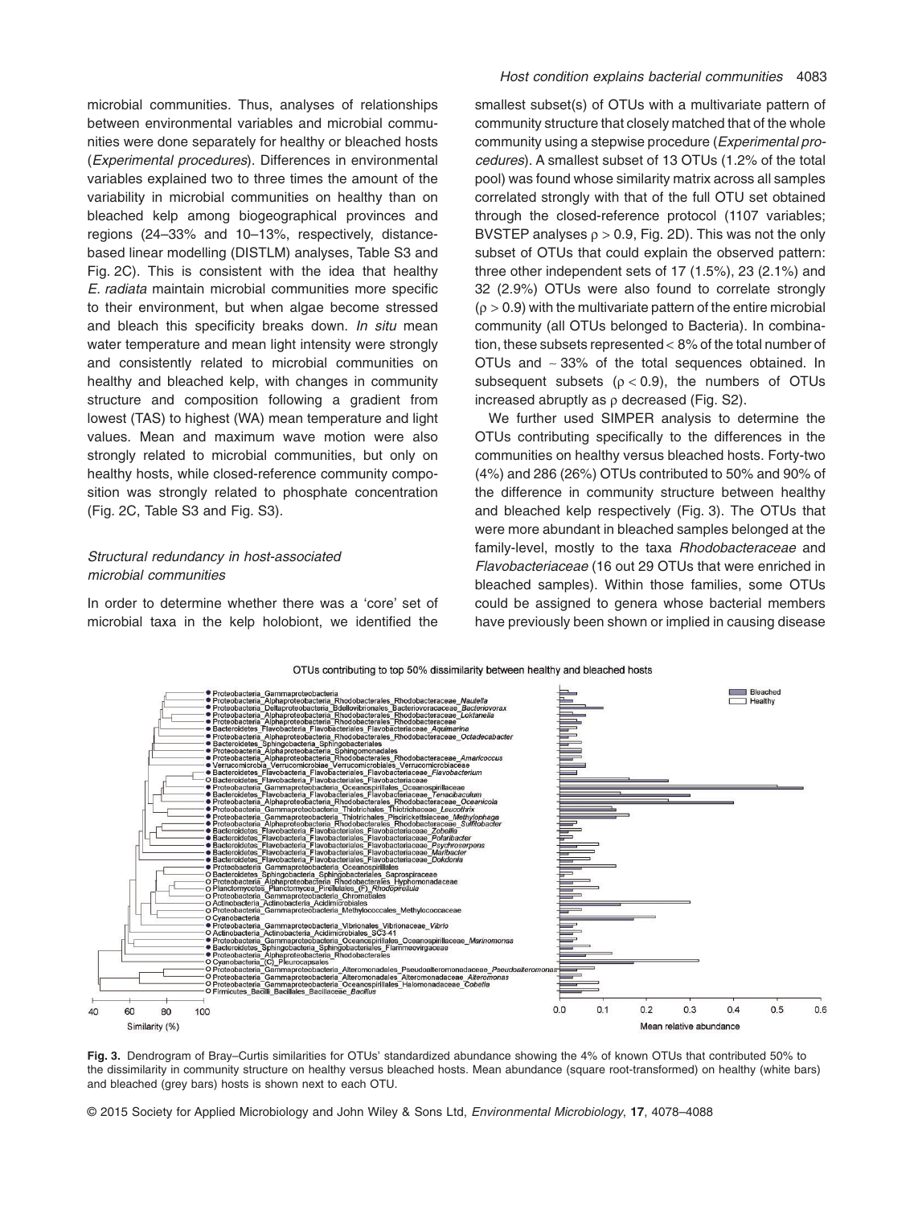microbial communities. Thus, analyses of relationships between environmental variables and microbial communities were done separately for healthy or bleached hosts (*Experimental procedures*). Differences in environmental variables explained two to three times the amount of the variability in microbial communities on healthy than on bleached kelp among biogeographical provinces and regions (24–33% and 10–13%, respectively, distance-based linear modelling (DISTLM) analyses, Table S3 and Fig. 2C). This is consistent with the idea that healthy *E. radiata* maintain microbial communities more specific to their environment, but when algae become stressed and bleach this specificity breaks down. *In situ* mean water temperature and mean light intensity were strongly and consistently related to microbial communities on healthy and bleached kelp, with changes in community structure and composition following a gradient from lowest (TAS) to highest (WA) mean temperature and light values. Mean and maximum wave motion were also strongly related to microbial communities, but only on healthy hosts, while closed-reference community composition was strongly related to phosphate concentration (Fig. 2C, Table S3 and Fig. S3).

### *Structural redundancy in host-associated microbial communities*

In order to determine whether there was a 'core' set of microbial taxa in the kelp holobiont, we identified the smallest subset(s) of OTUs with a multivariate pattern of community structure that closely matched that of the whole community using a stepwise procedure (*Experimental procedures*). A smallest subset of 13 OTUs (1.2% of the total pool) was found whose similarity matrix across all samples correlated strongly with that of the full OTU set obtained through the closed-reference protocol (1107 variables; BVSTEP analyses $\rho > 0.9$, Fig. 2D). This was not the only subset of OTUs that could explain the observed pattern: three other independent sets of 17 (1.5%), 23 (2.1%) and 32 (2.9%) OTUs were also found to correlate strongly ($\rho > 0.9$) with the multivariate pattern of the entire microbial community (all OTUs belonged to Bacteria). In combination, these subsets represented < 8% of the total number of OTUs and ~ 33% of the total sequences obtained. In subsequent subsets ($\rho < 0.9$), the numbers of OTUs increased abruptly as $\rho$ decreased (Fig. S2).

We further used SIMPER analysis to determine the OTUs contributing specifically to the differences in the communities on healthy versus bleached hosts. Forty-two (4%) and 286 (26%) OTUs contributed to 50% and 90% of the difference in community structure between healthy and bleached kelp respectively (Fig. 3). The OTUs that were more abundant in bleached samples belonged at the family-level, mostly to the taxa *Rhodobacteraceae* and *Flavobacteriaceae* (16 out 29 OTUs that were enriched in bleached samples). Within those families, some OTUs could be assigned to genera whose bacterial members have previously been shown or implied in causing disease

**Fig. 3.** Dendrogram of Bray–Curtis similarities for OTUs' standardized abundance showing the 4% of known OTUs that contributed 50% to the dissimilarity in community structure on healthy versus bleached hosts. Mean abundance (square root-transformed) on healthy (white bars) and bleached (grey bars) hosts is shown next to each OTU.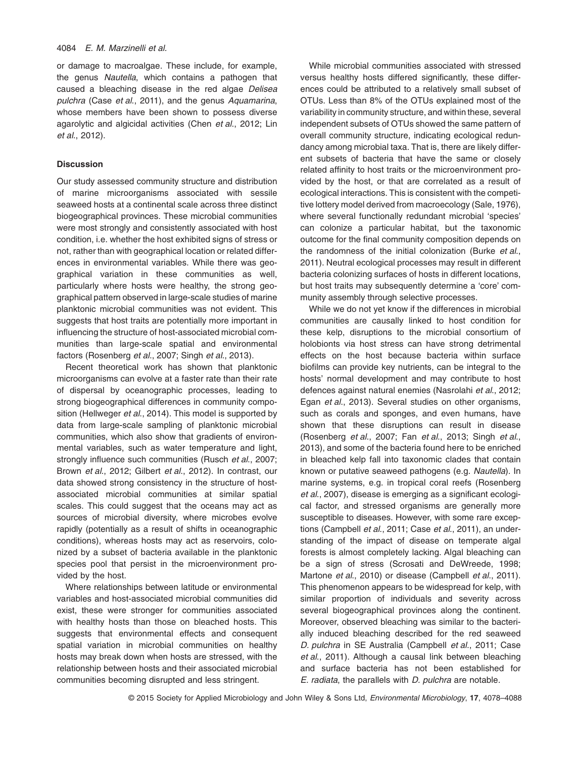or damage to macroalgae. These include, for example, the genus *Nautella*, which contains a pathogen that caused a bleaching disease in the red algae *Delisea pulchra* (Case *et al*., 2011), and the genus *Aquamarina*, whose members have been shown to possess diverse agarolytic and algicidal activities (Chen *et al*., 2012; Lin *et al*., 2012).

## Discussion

Our study assessed community structure and distribution of marine microorganisms associated with sessile seaweed hosts at a continental scale across three distinct biogeographical provinces. These microbial communities were most strongly and consistently associated with host condition, i.e. whether the host exhibited signs of stress or not, rather than with geographical location or related differences in environmental variables. While there was geographical variation in these communities as well, particularly where hosts were healthy, the strong geographical pattern observed in large-scale studies of marine planktonic microbial communities was not evident. This suggests that host traits are potentially more important in influencing the structure of host-associated microbial communities than large-scale spatial and environmental factors (Rosenberg *et al*., 2007; Singh *et al*., 2013).

Recent theoretical work has shown that planktonic microorganisms can evolve at a faster rate than their rate of dispersal by oceanographic processes, leading to strong biogeographical differences in community composition (Hellweger *et al*., 2014). This model is supported by data from large-scale sampling of planktonic microbial communities, which also show that gradients of environmental variables, such as water temperature and light, strongly influence such communities (Rusch *et al*., 2007; Brown *et al*., 2012; Gilbert *et al*., 2012). In contrast, our data showed strong consistency in the structure of host-associated microbial communities at similar spatial scales. This could suggest that the oceans may act as sources of microbial diversity, where microbes evolve rapidly (potentially as a result of shifts in oceanographic conditions), whereas hosts may act as reservoirs, colonized by a subset of bacteria available in the planktonic species pool that persist in the microenvironment provided by the host.

Where relationships between latitude or environmental variables and host-associated microbial communities did exist, these were stronger for communities associated with healthy hosts than those on bleached hosts. This suggests that environmental effects and consequent spatial variation in microbial communities on healthy hosts may break down when hosts are stressed, with the relationship between hosts and their associated microbial communities becoming disrupted and less stringent.

While microbial communities associated with stressed versus healthy hosts differed significantly, these differences could be attributed to a relatively small subset of OTUs. Less than 8% of the OTUs explained most of the variability in community structure, and within these, several independent subsets of OTUs showed the same pattern of overall community structure, indicating ecological redundancy among microbial taxa. That is, there are likely different subsets of bacteria that have the same or closely related affinity to host traits or the microenvironment provided by the host, or that are correlated as a result of ecological interactions. This is consistent with the competitive lottery model derived from macroecology (Sale, 1976), where several functionally redundant microbial 'species' can colonize a particular habitat, but the taxonomic outcome for the final community composition depends on the randomness of the initial colonization (Burke *et al*., 2011). Neutral ecological processes may result in different bacteria colonizing surfaces of hosts in different locations, but host traits may subsequently determine a 'core' community assembly through selective processes.

While we do not yet know if the differences in microbial communities are causally linked to host condition for these kelp, disruptions to the microbial consortium of holobionts via host stress can have strong detrimental effects on the host because bacteria within surface biofilms can provide key nutrients, can be integral to the hosts' normal development and may contribute to host defences against natural enemies (Nasrolahi *et al*., 2012; Egan *et al*., 2013). Several studies on other organisms, such as corals and sponges, and even humans, have shown that these disruptions can result in disease (Rosenberg *et al*., 2007; Fan *et al*., 2013; Singh *et al*., 2013), and some of the bacteria found here to be enriched in bleached kelp fall into taxonomic clades that contain known or putative seaweed pathogens (e.g. *Nautella*). In marine systems, e.g. in tropical coral reefs (Rosenberg *et al*., 2007), disease is emerging as a significant ecological factor, and stressed organisms are generally more susceptible to diseases. However, with some rare exceptions (Campbell *et al*., 2011; Case *et al*., 2011), an understanding of the impact of disease on temperate algal forests is almost completely lacking. Algal bleaching can be a sign of stress (Scrosati and DeWreede, 1998; Martone *et al*., 2010) or disease (Campbell *et al*., 2011). This phenomenon appears to be widespread for kelp, with similar proportion of individuals and severity across several biogeographical provinces along the continent. Moreover, observed bleaching was similar to the bacterially induced bleaching described for the red seaweed *D. pulchra* in SE Australia (Campbell *et al*., 2011; Case *et al*., 2011). Although a causal link between bleaching and surface bacteria has not been established for *E. radiata*, the parallels with *D. pulchra* are notable.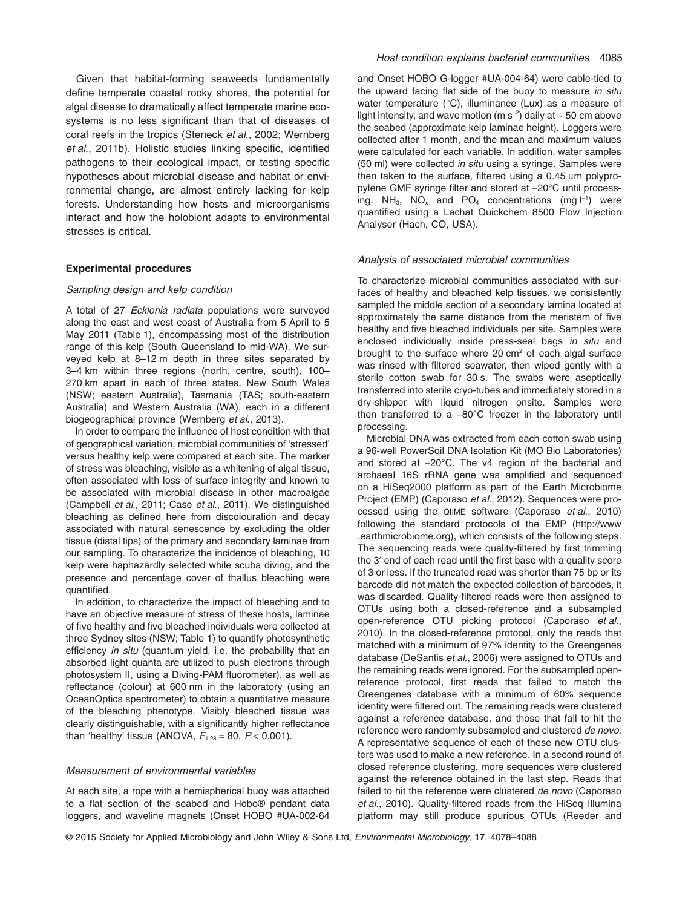Given that habitat-forming seaweeds fundamentally define temperate coastal rocky shores, the potential for algal disease to dramatically affect temperate marine ecosystems is no less significant than that of diseases of coral reefs in the tropics (Steneck *et al.*, 2002; Wernberg *et al.*, 2011b). Holistic studies linking specific, identified pathogens to their ecological impact, or testing specific hypotheses about microbial disease and habitat or environmental change, are almost entirely lacking for kelp forests. Understanding how hosts and microorganisms interact and how the holobiont adapts to environmental stresses is critical.

## Experimental procedures

### *Sampling design and kelp condition*

A total of 27 *Ecklonia radiata* populations were surveyed along the east and west coast of Australia from 5 April to 5 May 2011 (Table 1), encompassing most of the distribution range of this kelp (South Queensland to mid-WA). We surveyed kelp at 8–12 m depth in three sites separated by 3–4 km within three regions (north, centre, south), 100–270 km apart in each of three states, New South Wales (NSW; eastern Australia), Tasmania (TAS; south-eastern Australia) and Western Australia (WA), each in a different biogeographical province (Wernberg *et al.*, 2013).

In order to compare the influence of host condition with that of geographical variation, microbial communities of 'stressed' versus healthy kelp were compared at each site. The marker of stress was bleaching, visible as a whitening of algal tissue, often associated with loss of surface integrity and known to be associated with microbial disease in other macroalgae (Campbell *et al.*, 2011; Case *et al.*, 2011). We distinguished bleaching as defined here from discolouration and decay associated with natural senescence by excluding the older tissue (distal tips) of the primary and secondary laminae from our sampling. To characterize the incidence of bleaching, 10 kelp were haphazardly selected while scuba diving, and the presence and percentage cover of thallus bleaching were quantified.

In addition, to characterize the impact of bleaching and to have an objective measure of stress of these hosts, laminae of five healthy and five bleached individuals were collected at three Sydney sites (NSW; Table 1) to quantify photosynthetic efficiency *in situ* (quantum yield, i.e. the probability that an absorbed light quanta are utilized to push electrons through photosystem II, using a Diving-PAM fluorometer), as well as reflectance (colour) at 600 nm in the laboratory (using an OceanOptics spectrometer) to obtain a quantitative measure of the bleaching phenotype. Visibly bleached tissue was clearly distinguishable, with a significantly higher reflectance than 'healthy' tissue (ANOVA, $F_{1,28} = 80$, $P < 0.001$).

### *Measurement of environmental variables*

At each site, a rope with a hemispherical buoy was attached to a flat section of the seabed and Hobo® pendant data loggers, and waveline magnets (Onset HOBO #UA-002-64 and Onset HOBO G-logger #UA-004-64) were cable-tied to the upward facing flat side of the buoy to measure *in situ* water temperature (°C), illuminance (Lux) as a measure of light intensity, and wave motion (m $s^{-2}$) daily at ~ 50 cm above the seabed (approximate kelp laminae height). Loggers were collected after 1 month, and the mean and maximum values were calculated for each variable. In addition, water samples (50 ml) were collected *in situ* using a syringe. Samples were then taken to the surface, filtered using a 0.45 μm polypropylene GMF syringe filter and stored at −20°C until processing. $NH_3$, $NO_x$ and $PO_4$ concentrations (mg $l^{-1}$) were quantified using a Lachat Quickchem 8500 Flow Injection Analyser (Hach, CO, USA).

### *Analysis of associated microbial communities*

To characterize microbial communities associated with surfaces of healthy and bleached kelp tissues, we consistently sampled the middle section of a secondary lamina located at approximately the same distance from the meristem of five healthy and five bleached individuals per site. Samples were enclosed individually inside press-seal bags *in situ* and brought to the surface where 20 $cm^2$ of each algal surface was rinsed with filtered seawater, then wiped gently with a sterile cotton swab for 30 s. The swabs were aseptically transferred into sterile cryo-tubes and immediately stored in a dry-shipper with liquid nitrogen onsite. Samples were then transferred to a −80°C freezer in the laboratory until processing.

Microbial DNA was extracted from each cotton swab using a 96-well PowerSoil DNA Isolation Kit (MO Bio Laboratories) and stored at −20°C. The v4 region of the bacterial and archaeal 16S rRNA gene was amplified and sequenced on a HiSeq2000 platform as part of the Earth Microbiome Project (EMP) (Caporaso *et al.*, 2012). Sequences were processed using the QIIME software (Caporaso *et al.*, 2010) following the standard protocols of the EMP (http://www.earthmicrobiome.org), which consists of the following steps. The sequencing reads were quality-filtered by first trimming the 3′ end of each read until the first base with a quality score of 3 or less. If the truncated read was shorter than 75 bp or its barcode did not match the expected collection of barcodes, it was discarded. Quality-filtered reads were then assigned to OTUs using both a closed-reference and a subsampled open-reference OTU picking protocol (Caporaso *et al.*, 2010). In the closed-reference protocol, only the reads that matched with a minimum of 97% identity to the Greengenes database (DeSantis *et al.*, 2006) were assigned to OTUs and the remaining reads were ignored. For the subsampled open-reference protocol, first reads that failed to match the Greengenes database with a minimum of 60% sequence identity were filtered out. The remaining reads were clustered against a reference database, and those that fail to hit the reference were randomly subsampled and clustered *de novo*. A representative sequence of each of these new OTU clusters was used to make a new reference. In a second round of closed reference clustering, more sequences were clustered against the reference obtained in the last step. Reads that failed to hit the reference were clustered *de novo* (Caporaso *et al.*, 2010). Quality-filtered reads from the HiSeq Illumina platform may still produce spurious OTUs (Reeder and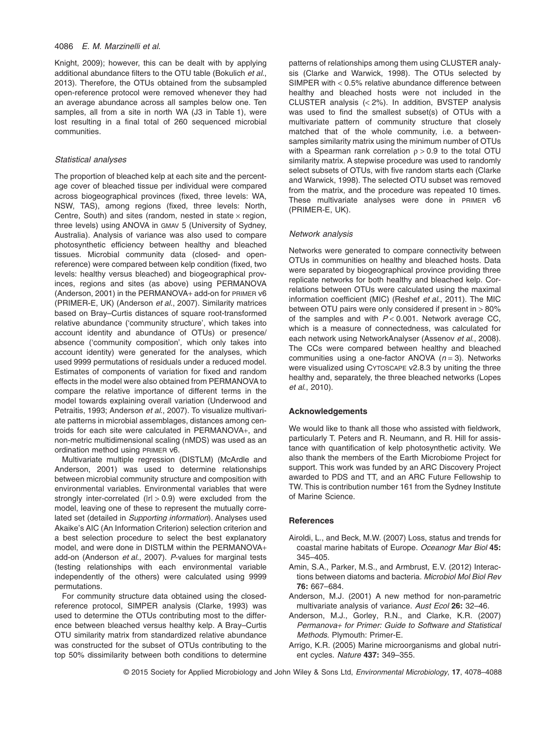Knight, 2009); however, this can be dealt with by applying additional abundance filters to the OTU table (Bokulich *et al*., 2013). Therefore, the OTUs obtained from the subsampled open-reference protocol were removed whenever they had an average abundance across all samples below one. Ten samples, all from a site in north WA (J3 in Table 1), were lost resulting in a final total of 260 sequenced microbial communities.

### *Statistical analyses*

The proportion of bleached kelp at each site and the percentage cover of bleached tissue per individual were compared across biogeographical provinces (fixed, three levels: WA, NSW, TAS), among regions (fixed, three levels: North, Centre, South) and sites (random, nested in state × region, three levels) using ANOVA in GMAV 5 (University of Sydney, Australia). Analysis of variance was also used to compare photosynthetic efficiency between healthy and bleached tissues. Microbial community data (closed- and open-reference) were compared between kelp condition (fixed, two levels: healthy versus bleached) and biogeographical provinces, regions and sites (as above) using PERMANOVA (Anderson, 2001) in the PERMANOVA+ add-on for PRIMER v6 (PRIMER-E, UK) (Anderson *et al*., 2007). Similarity matrices based on Bray–Curtis distances of square root-transformed relative abundance ('community structure', which takes into account identity and abundance of OTUs) or presence/absence ('community composition', which only takes into account identity) were generated for the analyses, which used 9999 permutations of residuals under a reduced model. Estimates of components of variation for fixed and random effects in the model were also obtained from PERMANOVA to compare the relative importance of different terms in the model towards explaining overall variation (Underwood and Petraitis, 1993; Anderson *et al*., 2007). To visualize multivariate patterns in microbial assemblages, distances among centroids for each site were calculated in PERMANOVA+, and non-metric multidimensional scaling (nMDS) was used as an ordination method using PRIMER v6.

Multivariate multiple regression (DISTLM) (McArdle and Anderson, 2001) was used to determine relationships between microbial community structure and composition with environmental variables. Environmental variables that were strongly inter-correlated ($|r| > 0.9$) were excluded from the model, leaving one of these to represent the mutually correlated set (detailed in *Supporting information*). Analyses used Akaike's AIC (An Information Criterion) selection criterion and a best selection procedure to select the best explanatory model, and were done in DISTLM within the PERMANOVA+ add-on (Anderson *et al*., 2007). *P*-values for marginal tests (testing relationships with each environmental variable independently of the others) were calculated using 9999 permutations.

For community structure data obtained using the closed-reference protocol, SIMPER analysis (Clarke, 1993) was used to determine the OTUs contributing most to the difference between bleached versus healthy kelp. A Bray–Curtis OTU similarity matrix from standardized relative abundance was constructed for the subset of OTUs contributing to the top 50% dissimilarity between both conditions to determine patterns of relationships among them using CLUSTER analysis (Clarke and Warwick, 1998). The OTUs selected by SIMPER with < 0.5% relative abundance difference between healthy and bleached hosts were not included in the CLUSTER analysis (< 2%). In addition, BVSTEP analysis was used to find the smallest subset(s) of OTUs with a multivariate pattern of community structure that closely matched that of the whole community, i.e. a between-samples similarity matrix using the minimum number of OTUs with a Spearman rank correlation $\rho > 0.9$ to the total OTU similarity matrix. A stepwise procedure was used to randomly select subsets of OTUs, with five random starts each (Clarke and Warwick, 1998). The selected OTU subset was removed from the matrix, and the procedure was repeated 10 times. These multivariate analyses were done in PRIMER v6 (PRIMER-E, UK).

### *Network analysis*

Networks were generated to compare connectivity between OTUs in communities on healthy and bleached hosts. Data were separated by biogeographical province providing three replicate networks for both healthy and bleached kelp. Correlations between OTUs were calculated using the maximal information coefficient (MIC) (Reshef *et al*., 2011). The MIC between OTU pairs were only considered if present in > 80% of the samples and with $P < 0.001$. Network average CC, which is a measure of connectedness, was calculated for each network using NetworkAnalyser (Assenov *et al*., 2008). The CCs were compared between healthy and bleached communities using a one-factor ANOVA ($n = 3$). Networks were visualized using CYTOSCAPE v2.8.3 by uniting the three healthy and, separately, the three bleached networks (Lopes *et al*., 2010).

## Acknowledgements

We would like to thank all those who assisted with fieldwork, particularly T. Peters and R. Neumann, and R. Hill for assistance with quantification of kelp photosynthetic activity. We also thank the members of the Earth Microbiome Project for support. This work was funded by an ARC Discovery Project awarded to PDS and TT, and an ARC Future Fellowship to TW. This is contribution number 161 from the Sydney Institute of Marine Science.

## References

Airoldi, L., and Beck, M.W. (2007) Loss, status and trends for coastal marine habitats of Europe. *Oceanogr Mar Biol* **45:** 345–405.

Amin, S.A., Parker, M.S., and Armbrust, E.V. (2012) Interactions between diatoms and bacteria. *Microbiol Mol Biol Rev* **76:** 667–684.

Anderson, M.J. (2001) A new method for non-parametric multivariate analysis of variance. *Aust Ecol* **26:** 32–46.

Anderson, M.J., Gorley, R.N., and Clarke, K.R. (2007) *Permanova+ for Primer: Guide to Software and Statistical Methods*. Plymouth: Primer-E.

Arrigo, K.R. (2005) Marine microorganisms and global nutrient cycles. *Nature* **437:** 349–355.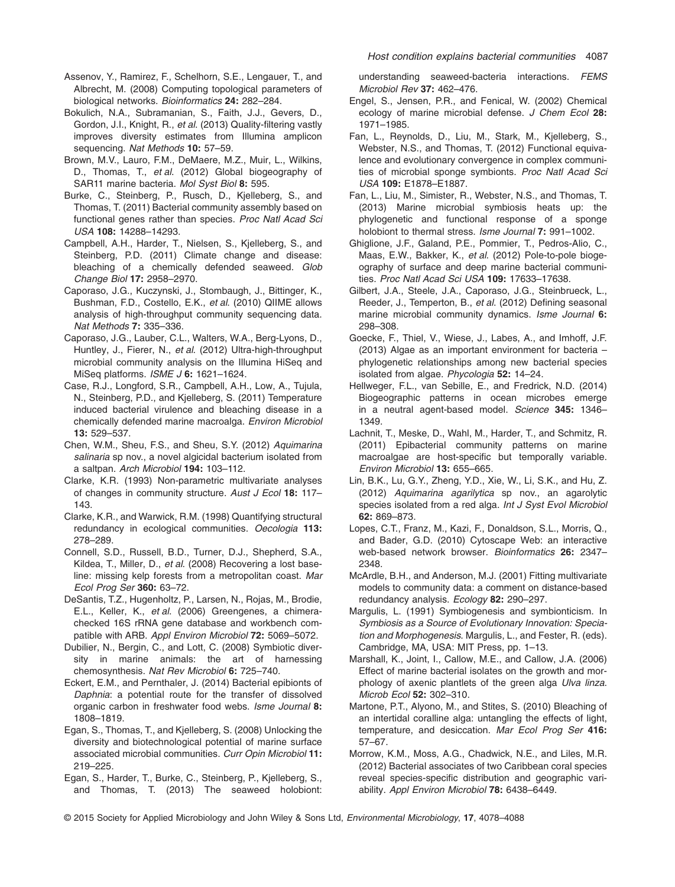Assenov, Y., Ramirez, F., Schelhorn, S.E., Lengauer, T., and Albrecht, M. (2008) Computing topological parameters of biological networks. *Bioinformatics* **24:** 282–284.

Bokulich, N.A., Subramanian, S., Faith, J.J., Gevers, D., Gordon, J.I., Knight, R., *et al.* (2013) Quality-filtering vastly improves diversity estimates from Illumina amplicon sequencing. *Nat Methods* **10:** 57–59.

Brown, M.V., Lauro, F.M., DeMaere, M.Z., Muir, L., Wilkins, D., Thomas, T., *et al.* (2012) Global biogeography of SAR11 marine bacteria. *Mol Syst Biol* **8:** 595.

Burke, C., Steinberg, P., Rusch, D., Kjelleberg, S., and Thomas, T. (2011) Bacterial community assembly based on functional genes rather than species. *Proc Natl Acad Sci USA* **108:** 14288–14293.

Campbell, A.H., Harder, T., Nielsen, S., Kjelleberg, S., and Steinberg, P.D. (2011) Climate change and disease: bleaching of a chemically defended seaweed. *Glob Change Biol* **17:** 2958–2970.

Caporaso, J.G., Kuczynski, J., Stombaugh, J., Bittinger, K., Bushman, F.D., Costello, E.K., *et al.* (2010) QIIME allows analysis of high-throughput community sequencing data. *Nat Methods* **7:** 335–336.

Caporaso, J.G., Lauber, C.L., Walters, W.A., Berg-Lyons, D., Huntley, J., Fierer, N., *et al.* (2012) Ultra-high-throughput microbial community analysis on the Illumina HiSeq and MiSeq platforms. *ISME J* **6:** 1621–1624.

Case, R.J., Longford, S.R., Campbell, A.H., Low, A., Tujula, N., Steinberg, P.D., and Kjelleberg, S. (2011) Temperature induced bacterial virulence and bleaching disease in a chemically defended marine macroalga. *Environ Microbiol* **13:** 529–537.

Chen, W.M., Sheu, F.S., and Sheu, S.Y. (2012) *Aquimarina salinaria* sp nov., a novel algicidal bacterium isolated from a saltpan. *Arch Microbiol* **194:** 103–112.

Clarke, K.R. (1993) Non-parametric multivariate analyses of changes in community structure. *Aust J Ecol* **18:** 117–143.

Clarke, K.R., and Warwick, R.M. (1998) Quantifying structural redundancy in ecological communities. *Oecologia* **113:** 278–289.

Connell, S.D., Russell, B.D., Turner, D.J., Shepherd, S.A., Kildea, T., Miller, D., *et al.* (2008) Recovering a lost baseline: missing kelp forests from a metropolitan coast. *Mar Ecol Prog Ser* **360:** 63–72.

DeSantis, T.Z., Hugenholtz, P., Larsen, N., Rojas, M., Brodie, E.L., Keller, K., *et al.* (2006) Greengenes, a chimera-checked 16S rRNA gene database and workbench compatible with ARB. *Appl Environ Microbiol* **72:** 5069–5072.

Dubilier, N., Bergin, C., and Lott, C. (2008) Symbiotic diversity in marine animals: the art of harnessing chemosynthesis. *Nat Rev Microbiol* **6:** 725–740.

Eckert, E.M., and Pernthaler, J. (2014) Bacterial epibionts of *Daphnia*: a potential route for the transfer of dissolved organic carbon in freshwater food webs. *Isme Journal* **8:** 1808–1819.

Egan, S., Thomas, T., and Kjelleberg, S. (2008) Unlocking the diversity and biotechnological potential of marine surface associated microbial communities. *Curr Opin Microbiol* **11:** 219–225.

Egan, S., Harder, T., Burke, C., Steinberg, P., Kjelleberg, S., and Thomas, T. (2013) The seaweed holobiont: understanding seaweed-bacteria interactions. *FEMS Microbiol Rev* **37:** 462–476.

Engel, S., Jensen, P.R., and Fenical, W. (2002) Chemical ecology of marine microbial defense. *J Chem Ecol* **28:** 1971–1985.

Fan, L., Reynolds, D., Liu, M., Stark, M., Kjelleberg, S., Webster, N.S., and Thomas, T. (2012) Functional equivalence and evolutionary convergence in complex communities of microbial sponge symbionts. *Proc Natl Acad Sci USA* **109:** E1878–E1887.

Fan, L., Liu, M., Simister, R., Webster, N.S., and Thomas, T. (2013) Marine microbial symbiosis heats up: the phylogenetic and functional response of a sponge holobiont to thermal stress. *Isme Journal* **7:** 991–1002.

Ghiglione, J.F., Galand, P.E., Pommier, T., Pedros-Alio, C., Maas, E.W., Bakker, K., *et al.* (2012) Pole-to-pole biogeography of surface and deep marine bacterial communities. *Proc Natl Acad Sci USA* **109:** 17633–17638.

Gilbert, J.A., Steele, J.A., Caporaso, J.G., Steinbrueck, L., Reeder, J., Temperton, B., *et al.* (2012) Defining seasonal marine microbial community dynamics. *Isme Journal* **6:** 298–308.

Goecke, F., Thiel, V., Wiese, J., Labes, A., and Imhoff, J.F. (2013) Algae as an important environment for bacteria – phylogenetic relationships among new bacterial species isolated from algae. *Phycologia* **52:** 14–24.

Hellweger, F.L., van Sebille, E., and Fredrick, N.D. (2014) Biogeographic patterns in ocean microbes emerge in a neutral agent-based model. *Science* **345:** 1346–1349.

Lachnit, T., Meske, D., Wahl, M., Harder, T., and Schmitz, R. (2011) Epibacterial community patterns on marine macroalgae are host-specific but temporally variable. *Environ Microbiol* **13:** 655–665.

Lin, B.K., Lu, G.Y., Zheng, Y.D., Xie, W., Li, S.K., and Hu, Z. (2012) *Aquimarina agarilytica* sp nov., an agarolytic species isolated from a red alga. *Int J Syst Evol Microbiol* **62:** 869–873.

Lopes, C.T., Franz, M., Kazi, F., Donaldson, S.L., Morris, Q., and Bader, G.D. (2010) Cytoscape Web: an interactive web-based network browser. *Bioinformatics* **26:** 2347–2348.

McArdle, B.H., and Anderson, M.J. (2001) Fitting multivariate models to community data: a comment on distance-based redundancy analysis. *Ecology* **82:** 290–297.

Margulis, L. (1991) Symbiogenesis and symbionticism. In *Symbiosis as a Source of Evolutionary Innovation: Speciation and Morphogenesis*. Margulis, L., and Fester, R. (eds). Cambridge, MA, USA: MIT Press, pp. 1–13.

Marshall, K., Joint, I., Callow, M.E., and Callow, J.A. (2006) Effect of marine bacterial isolates on the growth and morphology of axenic plantlets of the green alga *Ulva linza*. *Microb Ecol* **52:** 302–310.

Martone, P.T., Alyono, M., and Stites, S. (2010) Bleaching of an intertidal coralline alga: untangling the effects of light, temperature, and desiccation. *Mar Ecol Prog Ser* **416:** 57–67.

Morrow, K.M., Moss, A.G., Chadwick, N.E., and Liles, M.R. (2012) Bacterial associates of two Caribbean coral species reveal species-specific distribution and geographic variability. *Appl Environ Microbiol* **78:** 6438–6449.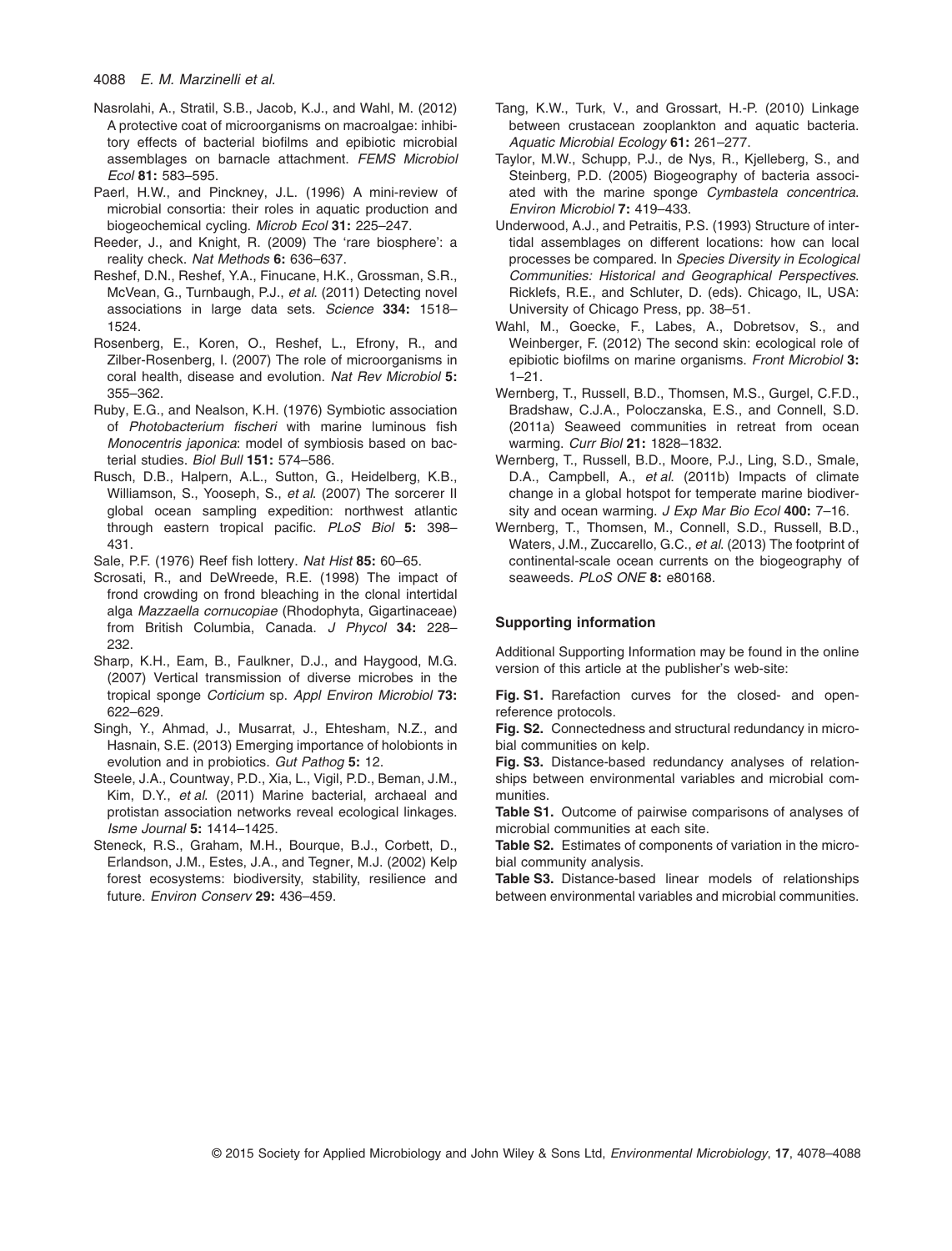Nasrolahi, A., Stratil, S.B., Jacob, K.J., and Wahl, M. (2012) A protective coat of microorganisms on macroalgae: inhibitory effects of bacterial biofilms and epibiotic microbial assemblages on barnacle attachment. *FEMS Microbiol Ecol* **81:** 583–595.

Paerl, H.W., and Pinckney, J.L. (1996) A mini-review of microbial consortia: their roles in aquatic production and biogeochemical cycling. *Microb Ecol* **31:** 225–247.

Reeder, J., and Knight, R. (2009) The 'rare biosphere': a reality check. *Nat Methods* **6:** 636–637.

Reshef, D.N., Reshef, Y.A., Finucane, H.K., Grossman, S.R., McVean, G., Turnbaugh, P.J., *et al.* (2011) Detecting novel associations in large data sets. *Science* **334:** 1518–1524.

Rosenberg, E., Koren, O., Reshef, L., Efrony, R., and Zilber-Rosenberg, I. (2007) The role of microorganisms in coral health, disease and evolution. *Nat Rev Microbiol* **5:** 355–362.

Ruby, E.G., and Nealson, K.H. (1976) Symbiotic association of *Photobacterium fischeri* with marine luminous fish *Monocentris japonica*: model of symbiosis based on bacterial studies. *Biol Bull* **151:** 574–586.

Rusch, D.B., Halpern, A.L., Sutton, G., Heidelberg, K.B., Williamson, S., Yooseph, S., *et al.* (2007) The sorcerer II global ocean sampling expedition: northwest atlantic through eastern tropical pacific. *PLoS Biol* **5:** 398–431.

Sale, P.F. (1976) Reef fish lottery. *Nat Hist* **85:** 60–65.

Scrosati, R., and DeWreede, R.E. (1998) The impact of frond crowding on frond bleaching in the clonal intertidal alga *Mazzaella cornucopiae* (Rhodophyta, Gigartinaceae) from British Columbia, Canada. *J Phycol* **34:** 228–232.

Sharp, K.H., Eam, B., Faulkner, D.J., and Haygood, M.G. (2007) Vertical transmission of diverse microbes in the tropical sponge *Corticium* sp. *Appl Environ Microbiol* **73:** 622–629.

Singh, Y., Ahmad, J., Musarrat, J., Ehtesham, N.Z., and Hasnain, S.E. (2013) Emerging importance of holobionts in evolution and in probiotics. *Gut Pathog* **5:** 12.

Steele, J.A., Countway, P.D., Xia, L., Vigil, P.D., Beman, J.M., Kim, D.Y., *et al.* (2011) Marine bacterial, archaeal and protistan association networks reveal ecological linkages. *Isme Journal* **5:** 1414–1425.

Steneck, R.S., Graham, M.H., Bourque, B.J., Corbett, D., Erlandson, J.M., Estes, J.A., and Tegner, M.J. (2002) Kelp forest ecosystems: biodiversity, stability, resilience and future. *Environ Conserv* **29:** 436–459.

Tang, K.W., Turk, V., and Grossart, H.-P. (2010) Linkage between crustacean zooplankton and aquatic bacteria. *Aquatic Microbial Ecology* **61:** 261–277.

Taylor, M.W., Schupp, P.J., de Nys, R., Kjelleberg, S., and Steinberg, P.D. (2005) Biogeography of bacteria associated with the marine sponge *Cymbastela concentrica*. *Environ Microbiol* **7:** 419–433.

Underwood, A.J., and Petraitis, P.S. (1993) Structure of intertidal assemblages on different locations: how can local processes be compared. In *Species Diversity in Ecological Communities: Historical and Geographical Perspectives*. Ricklefs, R.E., and Schluter, D. (eds). Chicago, IL, USA: University of Chicago Press, pp. 38–51.

Wahl, M., Goecke, F., Labes, A., Dobretsov, S., and Weinberger, F. (2012) The second skin: ecological role of epibiotic biofilms on marine organisms. *Front Microbiol* **3:** 1–21.

Wernberg, T., Russell, B.D., Thomsen, M.S., Gurgel, C.F.D., Bradshaw, C.J.A., Poloczanska, E.S., and Connell, S.D. (2011a) Seaweed communities in retreat from ocean warming. *Curr Biol* **21:** 1828–1832.

Wernberg, T., Russell, B.D., Moore, P.J., Ling, S.D., Smale, D.A., Campbell, A., *et al.* (2011b) Impacts of climate change in a global hotspot for temperate marine biodiversity and ocean warming. *J Exp Mar Bio Ecol* **400:** 7–16.

Wernberg, T., Thomsen, M., Connell, S.D., Russell, B.D., Waters, J.M., Zuccarello, G.C., *et al.* (2013) The footprint of continental-scale ocean currents on the biogeography of seaweeds. *PLoS ONE* **8:** e80168.

## Supporting information

Additional Supporting Information may be found in the online version of this article at the publisher's web-site:

**Fig. S1.** Rarefaction curves for the closed- and open-reference protocols.

**Fig. S2.** Connectedness and structural redundancy in microbial communities on kelp.

**Fig. S3.** Distance-based redundancy analyses of relationships between environmental variables and microbial communities.

**Table S1.** Outcome of pairwise comparisons of analyses of microbial communities at each site.

**Table S2.** Estimates of components of variation in the microbial community analysis.

**Table S3.** Distance-based linear models of relationships between environmental variables and microbial communities.